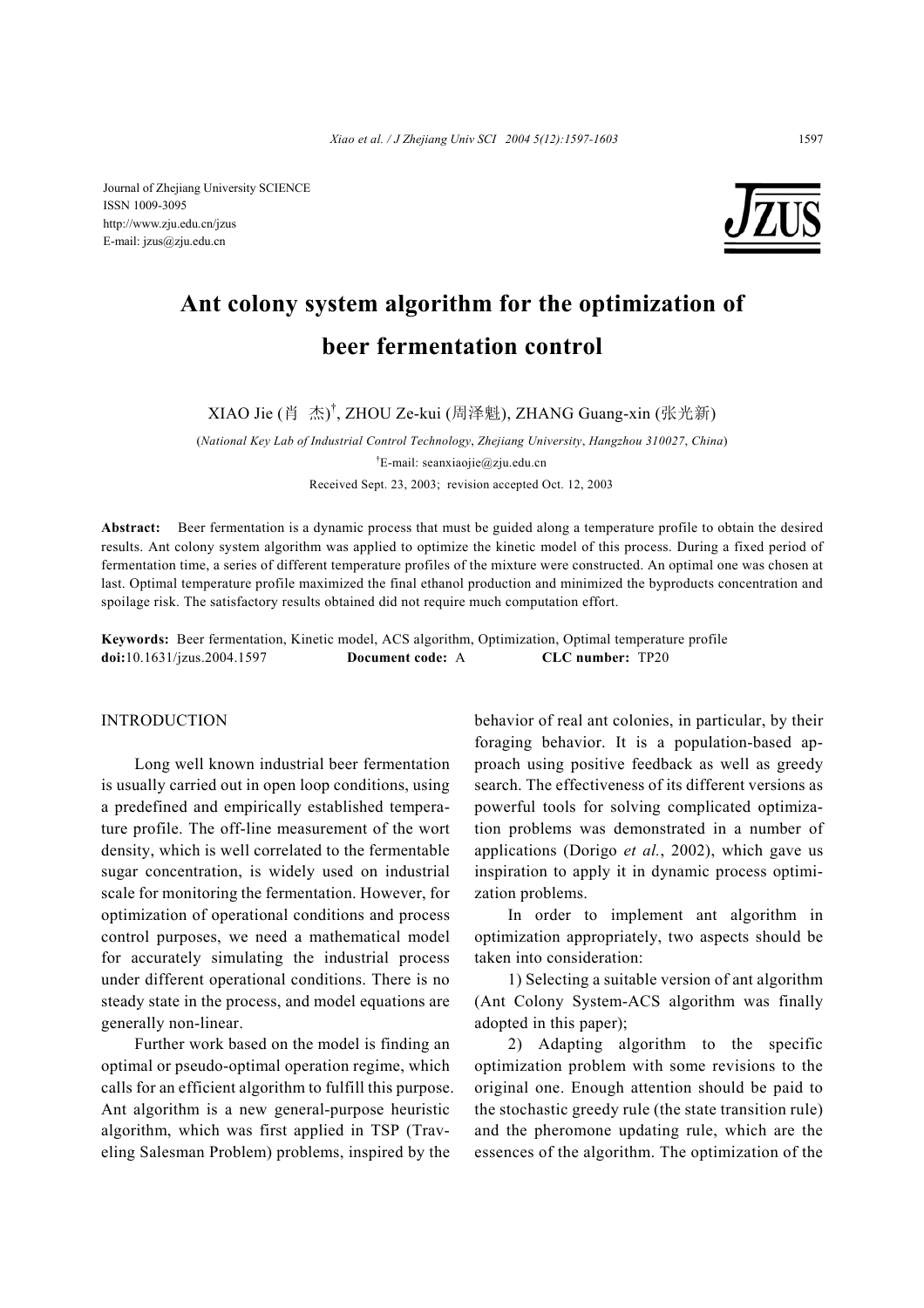Journal of Zhejiang University SCIENCE
ISSN 1009-3095
http://www.zju.edu.cn/jzus
E-mail: jzus@zju.edu.cn

# Ant colony system algorithm for the optimization of beer fermentation control

XIAO Jie (肖 杰)[†], ZHOU Ze-kui (周泽魁), ZHANG Guang-xin (张光新)

(*National Key Lab of Industrial Control Technology*, *Zhejiang University*, *Hangzhou 310027*, *China*)

[†]E-mail: seanxiaojie@zju.edu.cn

Received Sept. 23, 2003; revision accepted Oct. 12, 2003

**Abstract:** Beer fermentation is a dynamic process that must be guided along a temperature profile to obtain the desired results. Ant colony system algorithm was applied to optimize the kinetic model of this process. During a fixed period of fermentation time, a series of different temperature profiles of the mixture were constructed. An optimal one was chosen at last. Optimal temperature profile maximized the final ethanol production and minimized the byproducts concentration and spoilage risk. The satisfactory results obtained did not require much computation effort.

**Keywords:** Beer fermentation, Kinetic model, ACS algorithm, Optimization, Optimal temperature profile
**doi:**10.1631/jzus.2004.1597 **Document code:** A **CLC number:** TP20

## INTRODUCTION

Long well known industrial beer fermentation is usually carried out in open loop conditions, using a predefined and empirically established temperature profile. The off-line measurement of the wort density, which is well correlated to the fermentable sugar concentration, is widely used on industrial scale for monitoring the fermentation. However, for optimization of operational conditions and process control purposes, we need a mathematical model for accurately simulating the industrial process under different operational conditions. There is no steady state in the process, and model equations are generally non-linear.

Further work based on the model is finding an optimal or pseudo-optimal operation regime, which calls for an efficient algorithm to fulfill this purpose. Ant algorithm is a new general-purpose heuristic algorithm, which was first applied in TSP (Traveling Salesman Problem) problems, inspired by the behavior of real ant colonies, in particular, by their foraging behavior. It is a population-based approach using positive feedback as well as greedy search. The effectiveness of its different versions as powerful tools for solving complicated optimization problems was demonstrated in a number of applications (Dorigo *et al.*, 2002), which gave us inspiration to apply it in dynamic process optimization problems.

In order to implement ant algorithm in optimization appropriately, two aspects should be taken into consideration:

1) Selecting a suitable version of ant algorithm (Ant Colony System-ACS algorithm was finally adopted in this paper);

2) Adapting algorithm to the specific optimization problem with some revisions to the original one. Enough attention should be paid to the stochastic greedy rule (the state transition rule) and the pheromone updating rule, which are the essences of the algorithm. The optimization of the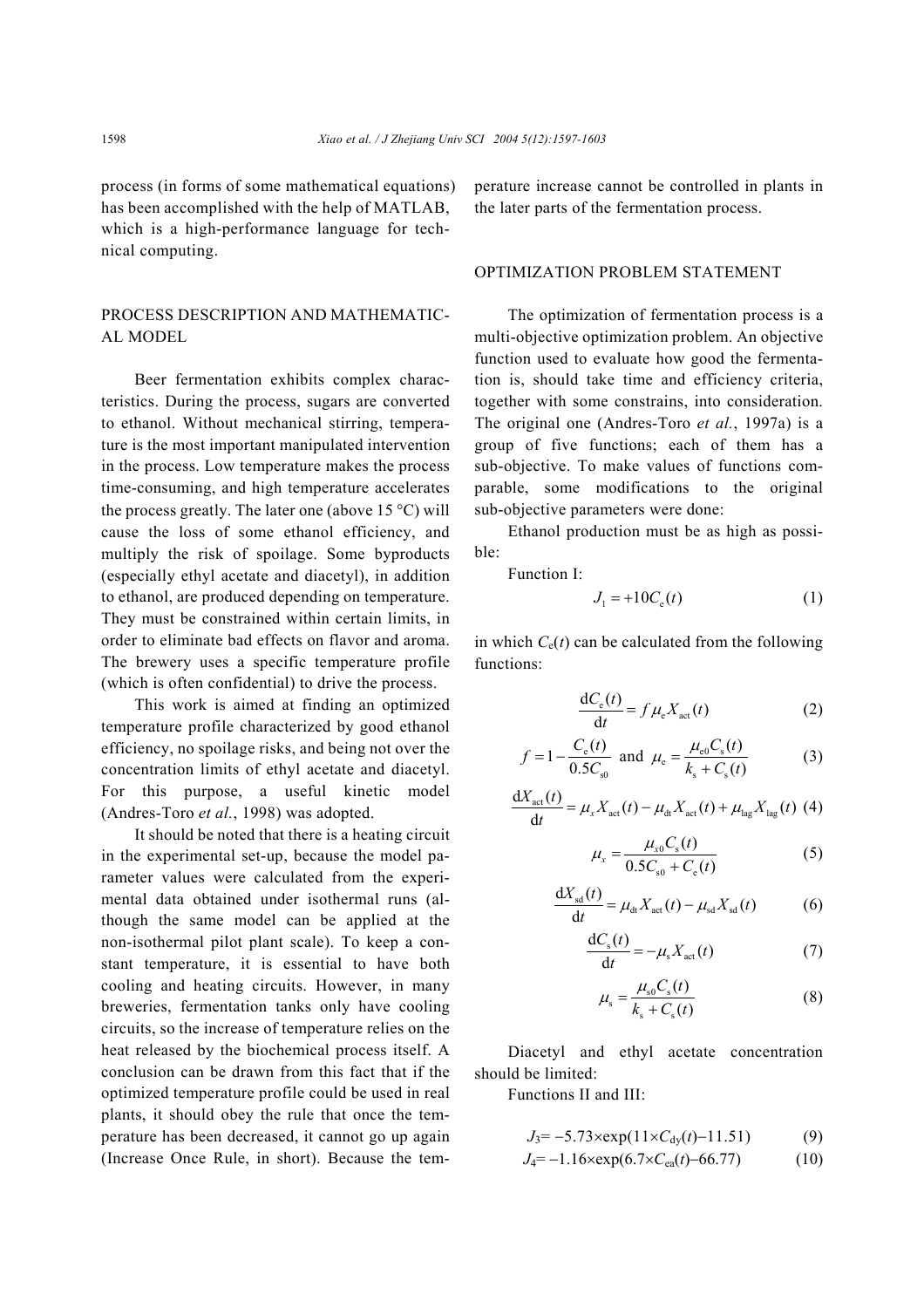process (in forms of some mathematical equations) has been accomplished with the help of MATLAB, which is a high-performance language for technical computing.

## PROCESS DESCRIPTION AND MATHEMATICAL MODEL

Beer fermentation exhibits complex characteristics. During the process, sugars are converted to ethanol. Without mechanical stirring, temperature is the most important manipulated intervention in the process. Low temperature makes the process time-consuming, and high temperature accelerates the process greatly. The later one (above 15 °C) will cause the loss of some ethanol efficiency, and multiply the risk of spoilage. Some byproducts (especially ethyl acetate and diacetyl), in addition to ethanol, are produced depending on temperature. They must be constrained within certain limits, in order to eliminate bad effects on flavor and aroma. The brewery uses a specific temperature profile (which is often confidential) to drive the process.

This work is aimed at finding an optimized temperature profile characterized by good ethanol efficiency, no spoilage risks, and being not over the concentration limits of ethyl acetate and diacetyl. For this purpose, a useful kinetic model (Andres-Toro *et al.*, 1998) was adopted.

It should be noted that there is a heating circuit in the experimental set-up, because the model parameter values were calculated from the experimental data obtained under isothermal runs (although the same model can be applied at the non-isothermal pilot plant scale). To keep a constant temperature, it is essential to have both cooling and heating circuits. However, in many breweries, fermentation tanks only have cooling circuits, so the increase of temperature relies on the heat released by the biochemical process itself. A conclusion can be drawn from this fact that if the optimized temperature profile could be used in real plants, it should obey the rule that once the temperature has been decreased, it cannot go up again (Increase Once Rule, in short). Because the temperature increase cannot be controlled in plants in the later parts of the fermentation process.

## OPTIMIZATION PROBLEM STATEMENT

The optimization of fermentation process is a multi-objective optimization problem. An objective function used to evaluate how good the fermentation is, should take time and efficiency criteria, together with some constrains, into consideration. The original one (Andres-Toro *et al.*, 1997a) is a group of five functions; each of them has a sub-objective. To make values of functions comparable, some modifications to the original sub-objective parameters were done:

Ethanol production must be as high as possible:

Function I:

$$J_1 = +10C_{\mathrm{e}}(t) \tag{1}$$

in which $C_{\mathrm{e}}(t)$ can be calculated from the following functions:

$$\frac{\mathrm{d}C_{\mathrm{e}}(t)}{\mathrm{d}t} = f\mu_{\mathrm{e}}X_{\mathrm{act}}(t) \tag{2}$$

$$f = 1 - \frac{C_{\mathrm{e}}(t)}{0.5C_{\mathrm{s0}}} \text{ and } \mu_{\mathrm{e}} = \frac{\mu_{\mathrm{e0}}C_{\mathrm{s}}(t)}{k_{\mathrm{s}} + C_{\mathrm{s}}(t)} \tag{3}$$

$$\frac{\mathrm{d}X_{\mathrm{act}}(t)}{\mathrm{d}t} = \mu_x X_{\mathrm{act}}(t) - \mu_{\mathrm{dt}}X_{\mathrm{act}}(t) + \mu_{\mathrm{lag}}X_{\mathrm{lag}}(t) \tag{4}$$

$$\mu_x = \frac{\mu_{x0}C_{\mathrm{s}}(t)}{0.5C_{\mathrm{s0}} + C_{\mathrm{e}}(t)} \tag{5}$$

$$\frac{\mathrm{d}X_{\mathrm{sd}}(t)}{\mathrm{d}t} = \mu_{\mathrm{dt}}X_{\mathrm{act}}(t) - \mu_{\mathrm{sd}}X_{\mathrm{sd}}(t) \tag{6}$$

$$\frac{\mathrm{d}C_{\mathrm{s}}(t)}{\mathrm{d}t} = -\mu_{\mathrm{s}}X_{\mathrm{act}}(t) \tag{7}$$

$$\mu_{\mathrm{s}} = \frac{\mu_{\mathrm{s0}}C_{\mathrm{s}}(t)}{k_{\mathrm{s}} + C_{\mathrm{s}}(t)} \tag{8}$$

Diacetyl and ethyl acetate concentration should be limited:

Functions II and III:

$$J_3 = -5.73\times\exp(11\times C_{\mathrm{dy}}(t) - 11.51) \tag{9}$$

$$J_4 = -1.16\times\exp(6.7\times C_{\mathrm{ea}}(t) - 66.77) \tag{10}$$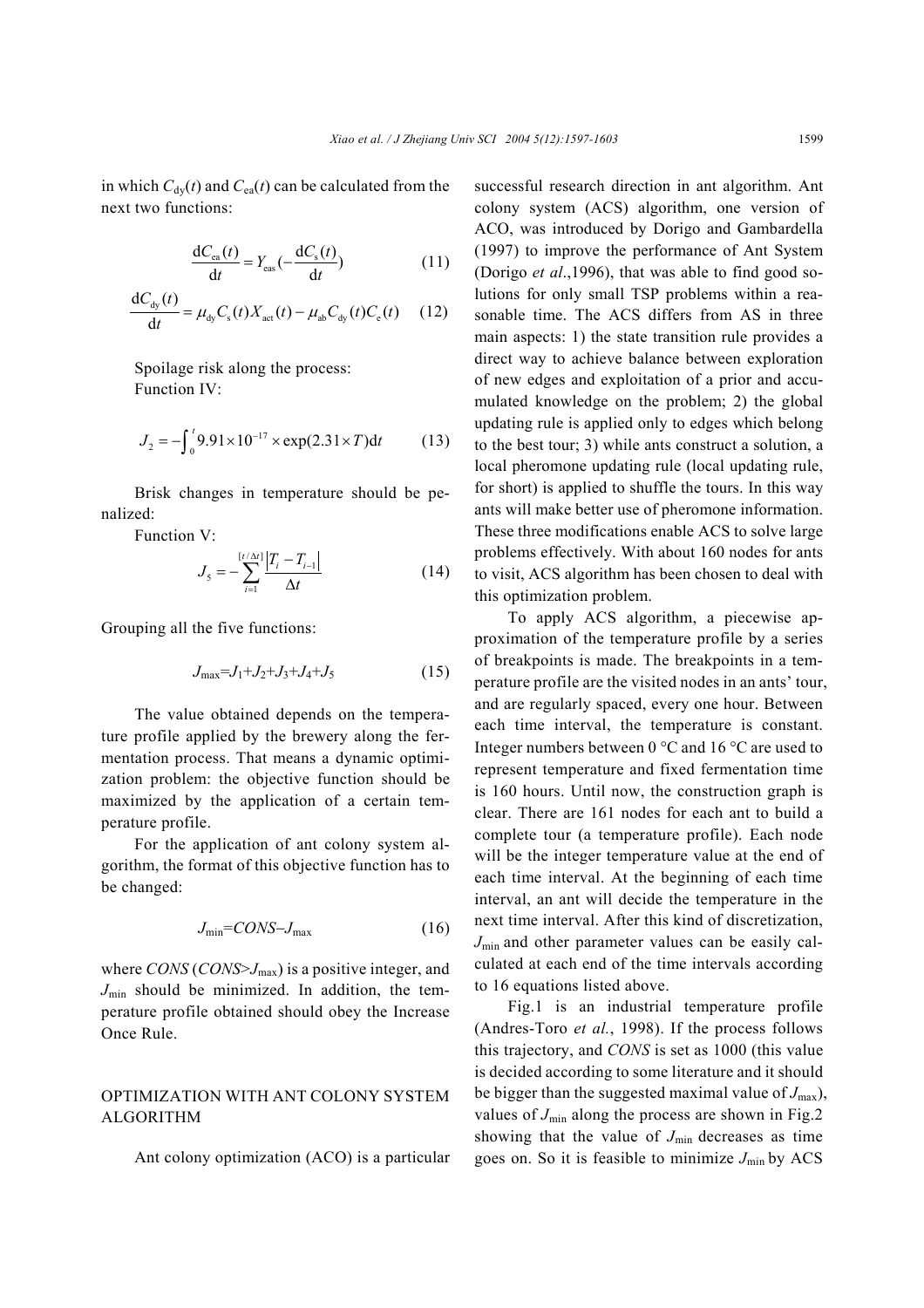in which $C_{dy}(t)$ and $C_{ea}(t)$ can be calculated from the next two functions:

$$\frac{dC_{ea}(t)}{dt} = Y_{eas}(-\frac{dC_s(t)}{dt}) \tag{11}$$

$$\frac{dC_{dy}(t)}{dt} = \mu_{dy}C_s(t)X_{act}(t) - \mu_{ab}C_{dy}(t)C_e(t) \tag{12}$$

Spoilage risk along the process:

Function IV:

$$J_2 = -\int_0^t 9.91\times10^{-17}\times\exp(2.31\times T)dt \tag{13}$$

Brisk changes in temperature should be penalized:

Function V:

$$J_5 = -\sum_{i=1}^{[t/\Delta t]} \frac{|T_i - T_{i-1}|}{\Delta t} \tag{14}$$

Grouping all the five functions:

$$J_{max}=J_1+J_2+J_3+J_4+J_5 \tag{15}$$

The value obtained depends on the temperature profile applied by the brewery along the fermentation process. That means a dynamic optimization problem: the objective function should be maximized by the application of a certain temperature profile.

For the application of ant colony system algorithm, the format of this objective function has to be changed:

$$J_{min}=CONS-J_{max} \tag{16}$$

where *CONS* (*CONS*>$J_{max}$) is a positive integer, and $J_{min}$ should be minimized. In addition, the temperature profile obtained should obey the Increase Once Rule.

## OPTIMIZATION WITH ANT COLONY SYSTEM ALGORITHM

Ant colony optimization (ACO) is a particular successful research direction in ant algorithm. Ant colony system (ACS) algorithm, one version of ACO, was introduced by Dorigo and Gambardella (1997) to improve the performance of Ant System (Dorigo *et al*.,1996), that was able to find good solutions for only small TSP problems within a reasonable time. The ACS differs from AS in three main aspects: 1) the state transition rule provides a direct way to achieve balance between exploration of new edges and exploitation of a prior and accumulated knowledge on the problem; 2) the global updating rule is applied only to edges which belong to the best tour; 3) while ants construct a solution, a local pheromone updating rule (local updating rule, for short) is applied to shuffle the tours. In this way ants will make better use of pheromone information. These three modifications enable ACS to solve large problems effectively. With about 160 nodes for ants to visit, ACS algorithm has been chosen to deal with this optimization problem.

To apply ACS algorithm, a piecewise approximation of the temperature profile by a series of breakpoints is made. The breakpoints in a temperature profile are the visited nodes in an ants' tour, and are regularly spaced, every one hour. Between each time interval, the temperature is constant. Integer numbers between 0 °C and 16 °C are used to represent temperature and fixed fermentation time is 160 hours. Until now, the construction graph is clear. There are 161 nodes for each ant to build a complete tour (a temperature profile). Each node will be the integer temperature value at the end of each time interval. At the beginning of each time interval, an ant will decide the temperature in the next time interval. After this kind of discretization, $J_{min}$ and other parameter values can be easily calculated at each end of the time intervals according to 16 equations listed above.

Fig.1 is an industrial temperature profile (Andres-Toro *et al.*, 1998). If the process follows this trajectory, and *CONS* is set as 1000 (this value is decided according to some literature and it should be bigger than the suggested maximal value of $J_{max}$), values of $J_{min}$ along the process are shown in Fig.2 showing that the value of $J_{min}$ decreases as time goes on. So it is feasible to minimize $J_{min}$ by ACS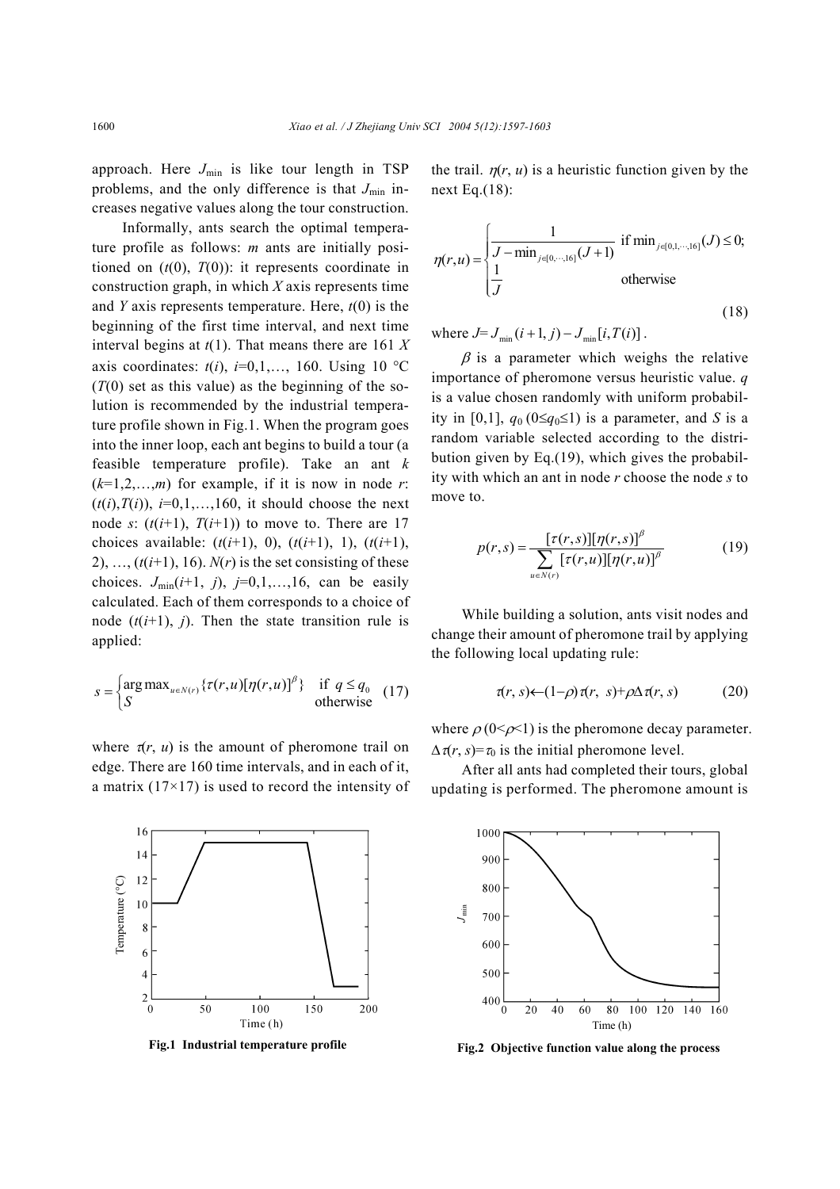approach. Here $J_{\min}$ is like tour length in TSP problems, and the only difference is that $J_{\min}$ increases negative values along the tour construction.

Informally, ants search the optimal temperature profile as follows: $m$ ants are initially positioned on $(t(0), T(0))$: it represents coordinate in construction graph, in which $X$ axis represents time and $Y$ axis represents temperature. Here, $t(0)$ is the beginning of the first time interval, and next time interval begins at $t(1)$. That means there are 161 $X$ axis coordinates: $t(i)$, $i$=0,1,…, 160. Using 10 °C ($T(0)$ set as this value) as the beginning of the solution is recommended by the industrial temperature profile shown in Fig.1. When the program goes into the inner loop, each ant begins to build a tour (a feasible temperature profile). Take an ant $k$ ($k$=1,2,…,$m$) for example, if it is now in node $r$: $(t(i),T(i))$, $i$=0,1,…,160, it should choose the next node $s$: $(t(i+1), T(i+1))$ to move to. There are 17 choices available: $(t(i+1), 0)$, $(t(i+1), 1)$, $(t(i+1), 2)$, …, $(t(i+1), 16)$. $N(r)$ is the set consisting of these choices. $J_{\min}(i+1, j)$, $j$=0,1,…,16, can be easily calculated. Each of them corresponds to a choice of node $(t(i+1), j)$. Then the state transition rule is applied:

$$s=\begin{cases}\arg\max_{u\in N(r)}\{\tau(r,u)[\eta(r,u)]^{\beta}\} & \text{if } q\le q_0\\ S & \text{otherwise}\end{cases} \quad (17)$$

where $\tau(r, u)$ is the amount of pheromone trail on edge. There are 160 time intervals, and in each of it, a matrix (17×17) is used to record the intensity of the trail. $\eta(r, u)$ is a heuristic function given by the next Eq.(18):

$$\eta(r,u)=\begin{cases}\dfrac{1}{J-\min_{j\in[0,\cdots,16]}(J+1)} & \text{if } \min_{j\in[0,1,\cdots,16]}(J)\le 0;\\[2ex] \dfrac{1}{J} & \text{otherwise}\end{cases} \quad (18)$$

where $J = J_{\min}(i+1, j) - J_{\min}[i, T(i)]$.

$\beta$ is a parameter which weighs the relative importance of pheromone versus heuristic value. $q$ is a value chosen randomly with uniform probability in [0,1], $q_0$ ($0\le q_0\le 1$) is a parameter, and $S$ is a random variable selected according to the distribution given by Eq.(19), which gives the probability with which an ant in node $r$ choose the node $s$ to move to.

$$p(r,s)=\frac{[\tau(r,s)][\eta(r,s)]^{\beta}}{\sum_{u\in N(r)}[\tau(r,u)][\eta(r,u)]^{\beta}} \quad (19)$$

While building a solution, ants visit nodes and change their amount of pheromone trail by applying the following local updating rule:

$$\tau(r,s)\leftarrow(1-\rho)\tau(r,s)+\rho\Delta\tau(r,s) \quad (20)$$

where $\rho$ ($0<\rho<1$) is the pheromone decay parameter. $\Delta\tau(r, s)=\tau_0$ is the initial pheromone level.

After all ants had completed their tours, global updating is performed. The pheromone amount is

**Fig.1 Industrial temperature profile**

**Fig.2 Objective function value along the process**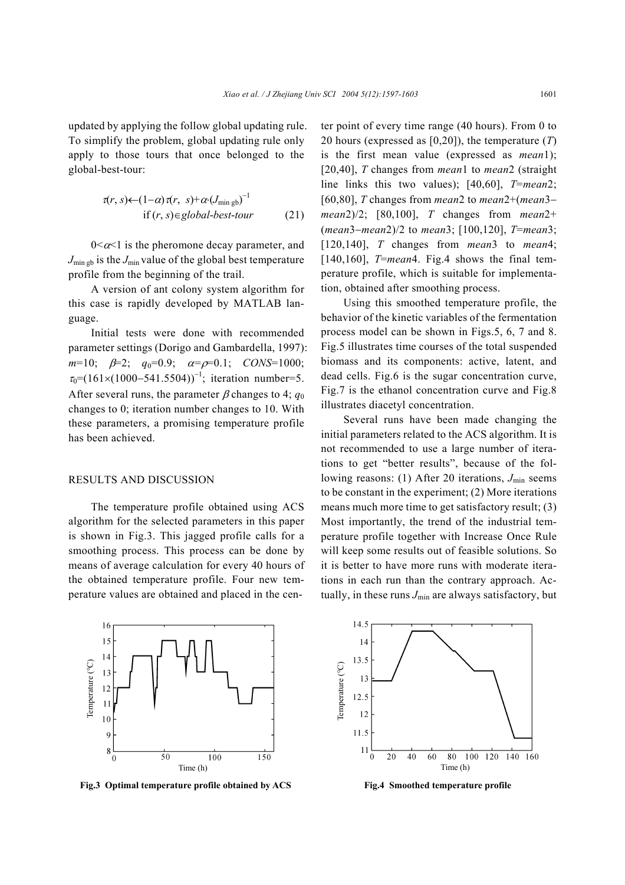updated by applying the follow global updating rule. To simplify the problem, global updating rule only apply to those tours that once belonged to the global-best-tour:

$$\tau(r, s) \leftarrow (1-\alpha)\tau(r, s) + \alpha \cdot (J_{\min \text{gb}})^{-1} \quad \text{if } (r, s) \in \textit{global-best-tour} \tag{21}$$

$0<\alpha<1$ is the pheromone decay parameter, and $J_{\min \text{gb}}$ is the $J_{\min}$ value of the global best temperature profile from the beginning of the trail.

A version of ant colony system algorithm for this case is rapidly developed by MATLAB language.

Initial tests were done with recommended parameter settings (Dorigo and Gambardella, 1997): $m$=10; $\beta$=2; $q_0$=0.9; $\alpha$=$\rho$=0.1; $CONS$=1000; $\tau_0$=$(161\times(1000-541.5504))^{-1}$; iteration number=5. After several runs, the parameter $\beta$ changes to 4; $q_0$ changes to 0; iteration number changes to 10. With these parameters, a promising temperature profile has been achieved.

## RESULTS AND DISCUSSION

The temperature profile obtained using ACS algorithm for the selected parameters in this paper is shown in Fig.3. This jagged profile calls for a smoothing process. This process can be done by means of average calculation for every 40 hours of the obtained temperature profile. Four new temperature values are obtained and placed in the center point of every time range (40 hours). From 0 to 20 hours (expressed as [0,20]), the temperature ($T$) is the first mean value (expressed as *mean*1); [20,40], $T$ changes from *mean*1 to *mean*2 (straight line links this two values); [40,60], $T$=*mean*2; [60,80], $T$ changes from *mean*2 to *mean*2+(*mean*3−*mean*2)/2; [80,100], $T$ changes from *mean*2+(*mean*3−*mean*2)/2 to *mean*3; [100,120], $T$=*mean*3; [120,140], $T$ changes from *mean*3 to *mean*4; [140,160], $T$=*mean*4. Fig.4 shows the final temperature profile, which is suitable for implementation, obtained after smoothing process.

Using this smoothed temperature profile, the behavior of the kinetic variables of the fermentation process model can be shown in Figs.5, 6, 7 and 8. Fig.5 illustrates time courses of the total suspended biomass and its components: active, latent, and dead cells. Fig.6 is the sugar concentration curve, Fig.7 is the ethanol concentration curve and Fig.8 illustrates diacetyl concentration.

Several runs have been made changing the initial parameters related to the ACS algorithm. It is not recommended to use a large number of iterations to get "better results", because of the following reasons: (1) After 20 iterations, $J_{\min}$ seems to be constant in the experiment; (2) More iterations means much more time to get satisfactory result; (3) Most importantly, the trend of the industrial temperature profile together with Increase Once Rule will keep some results out of feasible solutions. So it is better to have more runs with moderate iterations in each run than the contrary approach. Actually, in these runs $J_{\min}$ are always satisfactory, but

**Fig.3 Optimal temperature profile obtained by ACS**

**Fig.4 Smoothed temperature profile**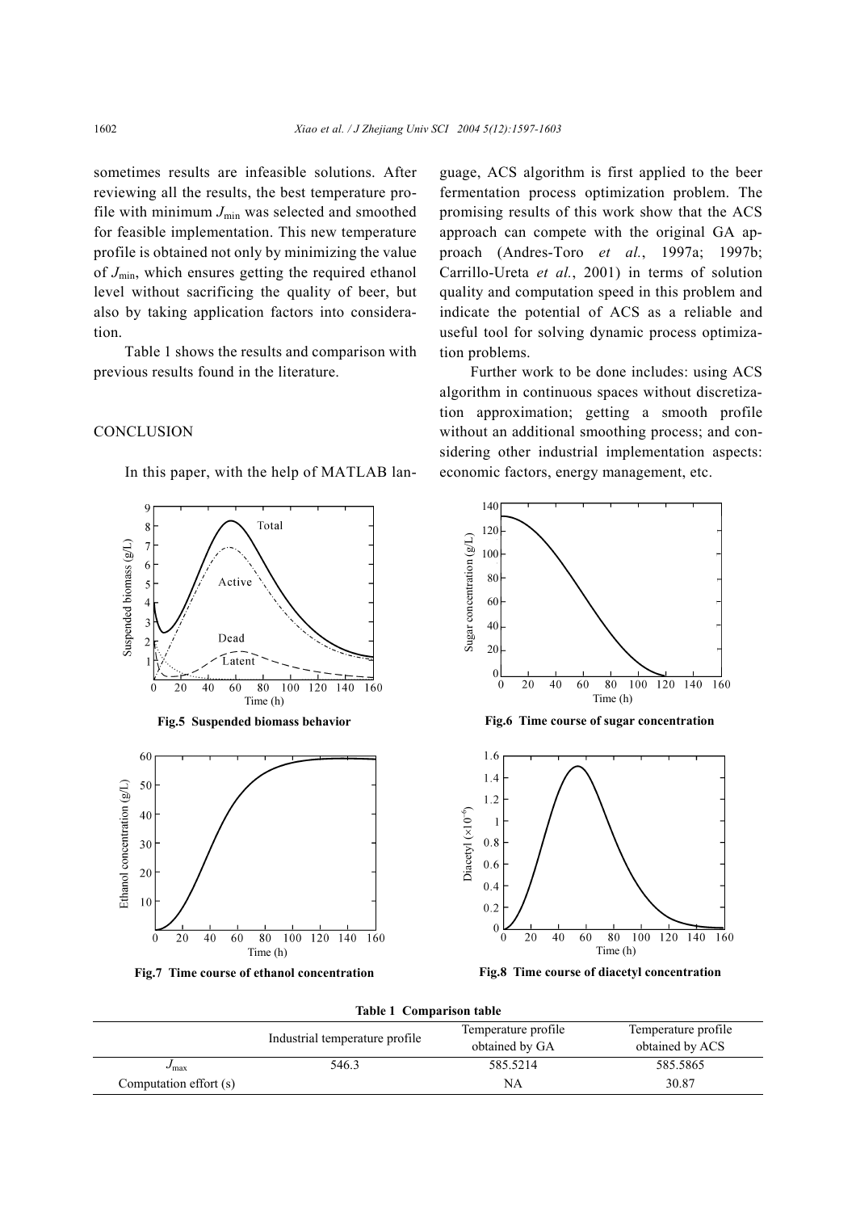sometimes results are infeasible solutions. After reviewing all the results, the best temperature profile with minimum $J_{min}$ was selected and smoothed for feasible implementation. This new temperature profile is obtained not only by minimizing the value of $J_{min}$, which ensures getting the required ethanol level without sacrificing the quality of beer, but also by taking application factors into consideration.

Table 1 shows the results and comparison with previous results found in the literature.

## CONCLUSION

In this paper, with the help of MATLAB language, ACS algorithm is first applied to the beer fermentation process optimization problem. The promising results of this work show that the ACS approach can compete with the original GA approach (Andres-Toro *et al.*, 1997a; 1997b; Carrillo-Ureta *et al.*, 2001) in terms of solution quality and computation speed in this problem and indicate the potential of ACS as a reliable and useful tool for solving dynamic process optimization problems.

Further work to be done includes: using ACS algorithm in continuous spaces without discretization approximation; getting a smooth profile without an additional smoothing process; and considering other industrial implementation aspects: economic factors, energy management, etc.

**Fig.5 Suspended biomass behavior**

**Fig.6 Time course of sugar concentration**

**Fig.7 Time course of ethanol concentration**

**Fig.8 Time course of diacetyl concentration**

**Table 1 Comparison table**

| | Industrial temperature profile | Temperature profile obtained by GA | Temperature profile obtained by ACS |
|---|---|---|---|
| $J_{max}$ | 546.3 | 585.5214 | 585.5865 |
| Computation effort (s) | | NA | 30.87 |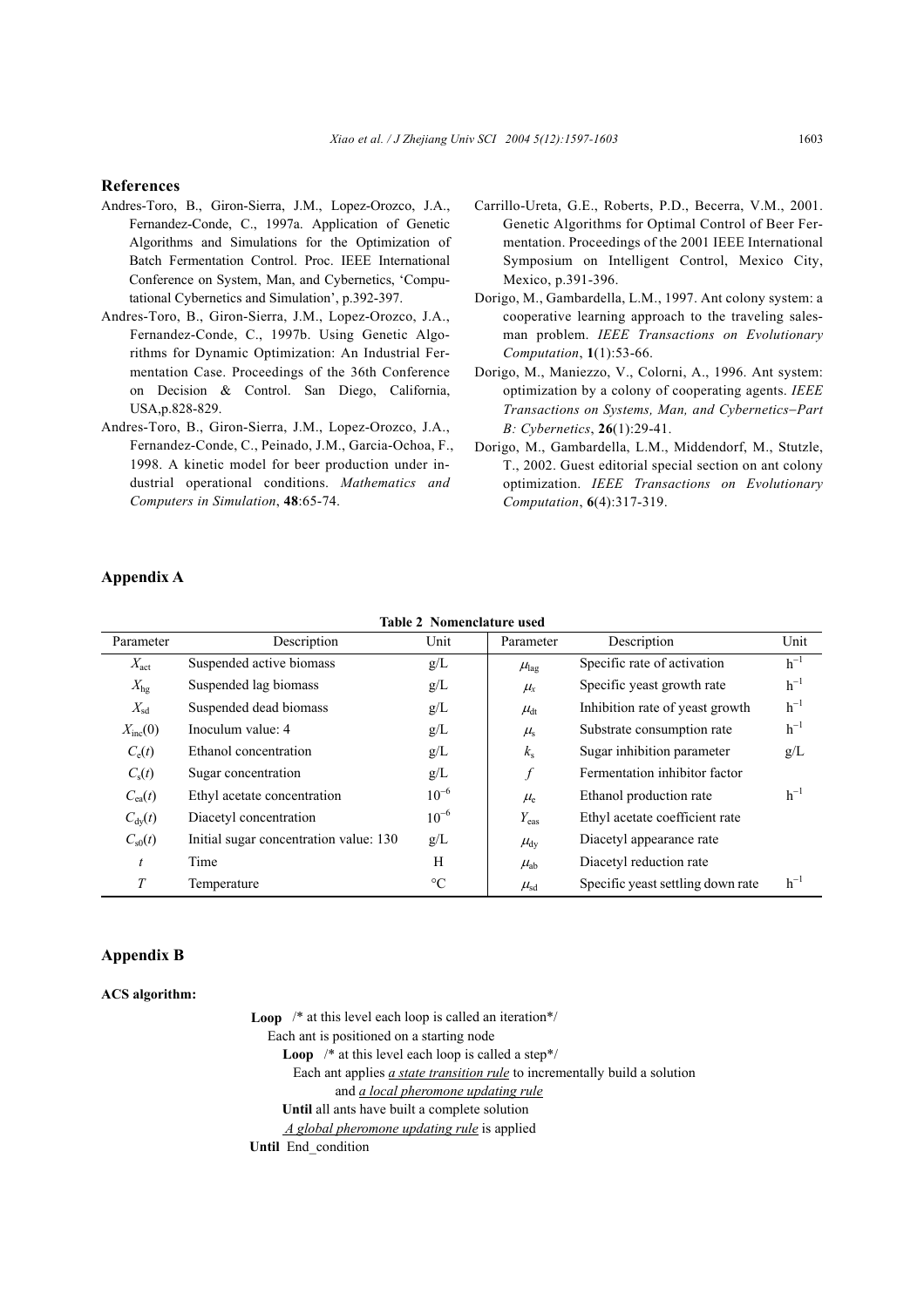## References

Andres-Toro, B., Giron-Sierra, J.M., Lopez-Orozco, J.A., Fernandez-Conde, C., 1997a. Application of Genetic Algorithms and Simulations for the Optimization of Batch Fermentation Control. Proc. IEEE International Conference on System, Man, and Cybernetics, 'Computational Cybernetics and Simulation', p.392-397.

Andres-Toro, B., Giron-Sierra, J.M., Lopez-Orozco, J.A., Fernandez-Conde, C., 1997b. Using Genetic Algorithms for Dynamic Optimization: An Industrial Fermentation Case. Proceedings of the 36th Conference on Decision & Control. San Diego, California, USA,p.828-829.

Andres-Toro, B., Giron-Sierra, J.M., Lopez-Orozco, J.A., Fernandez-Conde, C., Peinado, J.M., Garcia-Ochoa, F., 1998. A kinetic model for beer production under industrial operational conditions. *Mathematics and Computers in Simulation*, **48**:65-74.

Carrillo-Ureta, G.E., Roberts, P.D., Becerra, V.M., 2001. Genetic Algorithms for Optimal Control of Beer Fermentation. Proceedings of the 2001 IEEE International Symposium on Intelligent Control, Mexico City, Mexico, p.391-396.

Dorigo, M., Gambardella, L.M., 1997. Ant colony system: a cooperative learning approach to the traveling salesman problem. *IEEE Transactions on Evolutionary Computation*, **1**(1):53-66.

Dorigo, M., Maniezzo, V., Colorni, A., 1996. Ant system: optimization by a colony of cooperating agents. *IEEE Transactions on Systems, Man, and Cybernetics−Part B: Cybernetics*, **26**(1):29-41.

Dorigo, M., Gambardella, L.M., Middendorf, M., Stutzle, T., 2002. Guest editorial special section on ant colony optimization. *IEEE Transactions on Evolutionary Computation*, **6**(4):317-319.

## Appendix A

**Table 2 Nomenclature used**

| Parameter | Description | Unit | Parameter | Description | Unit |
|---|---|---|---|---|---|
| $X_{act}$ | Suspended active biomass | g/L | $\mu_{lag}$ | Specific rate of activation | $h^{-1}$ |
| $X_{lag}$ | Suspended lag biomass | g/L | $\mu_x$ | Specific yeast growth rate | $h^{-1}$ |
| $X_{sd}$ | Suspended dead biomass | g/L | $\mu_{dt}$ | Inhibition rate of yeast growth | $h^{-1}$ |
| $X_{inc}(0)$ | Inoculum value: 4 | g/L | $\mu_s$ | Substrate consumption rate | $h^{-1}$ |
| $C_e(t)$ | Ethanol concentration | g/L | $k_s$ | Sugar inhibition parameter | g/L |
| $C_s(t)$ | Sugar concentration | g/L | $f$ | Fermentation inhibitor factor | |
| $C_{ea}(t)$ | Ethyl acetate concentration | $10^{-6}$ | $\mu_e$ | Ethanol production rate | $h^{-1}$ |
| $C_{dy}(t)$ | Diacetyl concentration | $10^{-6}$ | $Y_{eas}$ | Ethyl acetate coefficient rate | |
| $C_{s0}(t)$ | Initial sugar concentration value: 130 | g/L | $\mu_{dy}$ | Diacetyl appearance rate | |
| $t$ | Time | H | $\mu_{ab}$ | Diacetyl reduction rate | |
| $T$ | Temperature | °C | $\mu_{sd}$ | Specific yeast settling down rate | $h^{-1}$ |

## Appendix B

**ACS algorithm:**

```
Loop   /* at this level each loop is called an iteration*/
   Each ant is positioned on a starting node
      Loop   /* at this level each loop is called a step*/
         Each ant applies a state transition rule to incrementally build a solution
               and a local pheromone updating rule
      Until all ants have built a complete solution
      A global pheromone updating rule is applied
Until  End_condition
```